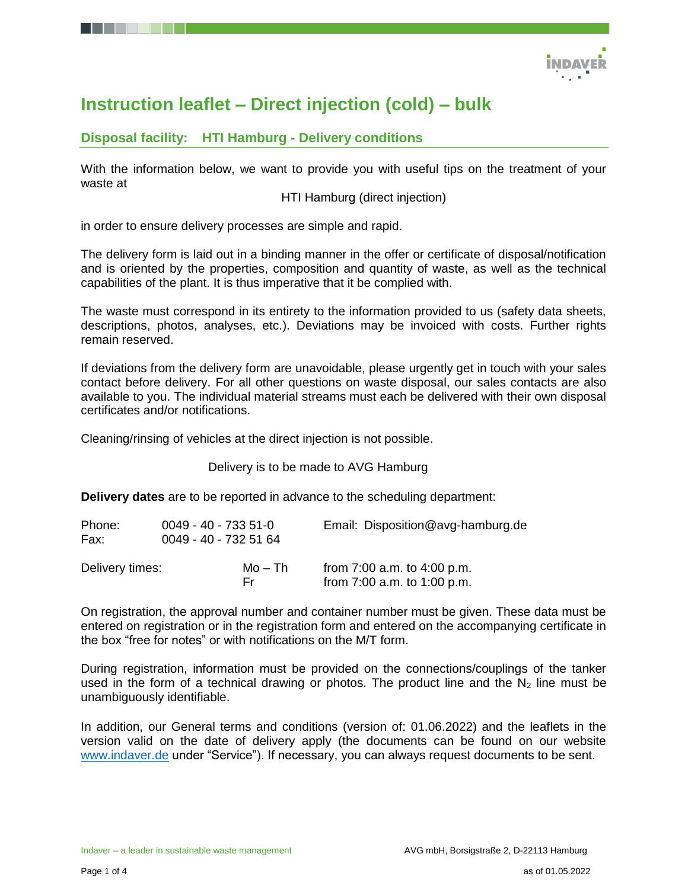# Instruction leaflet – Direct injection (cold) – bulk

## Disposal facility: HTI Hamburg - Delivery conditions

With the information below, we want to provide you with useful tips on the treatment of your waste at

HTI Hamburg (direct injection)

in order to ensure delivery processes are simple and rapid.

The delivery form is laid out in a binding manner in the offer or certificate of disposal/notification and is oriented by the properties, composition and quantity of waste, as well as the technical capabilities of the plant. It is thus imperative that it be complied with.

The waste must correspond in its entirety to the information provided to us (safety data sheets, descriptions, photos, analyses, etc.). Deviations may be invoiced with costs. Further rights remain reserved.

If deviations from the delivery form are unavoidable, please urgently get in touch with your sales contact before delivery. For all other questions on waste disposal, our sales contacts are also available to you. The individual material streams must each be delivered with their own disposal certificates and/or notifications.

Cleaning/rinsing of vehicles at the direct injection is not possible.

Delivery is to be made to AVG Hamburg

**Delivery dates** are to be reported in advance to the scheduling department:

| | | |
|---|---|---|
| Phone: | 0049 - 40 - 733 51-0 | Email: Disposition@avg-hamburg.de |
| Fax: | 0049 - 40 - 732 51 64 | |

| | | |
|---|---|---|
| Delivery times: | Mo – Th | from 7:00 a.m. to 4:00 p.m. |
| | Fr | from 7:00 a.m. to 1:00 p.m. |

On registration, the approval number and container number must be given. These data must be entered on registration or in the registration form and entered on the accompanying certificate in the box “free for notes” or with notifications on the M/T form.

During registration, information must be provided on the connections/couplings of the tanker used in the form of a technical drawing or photos. The product line and the $N_2$ line must be unambiguously identifiable.

In addition, our General terms and conditions (version of: 01.06.2022) and the leaflets in the version valid on the date of delivery apply (the documents can be found on our website www.indaver.de under “Service”). If necessary, you can always request documents to be sent.

Indaver – a leader in sustainable waste management

AVG mbH, Borsigstraße 2, D-22113 Hamburg

as of 01.05.2022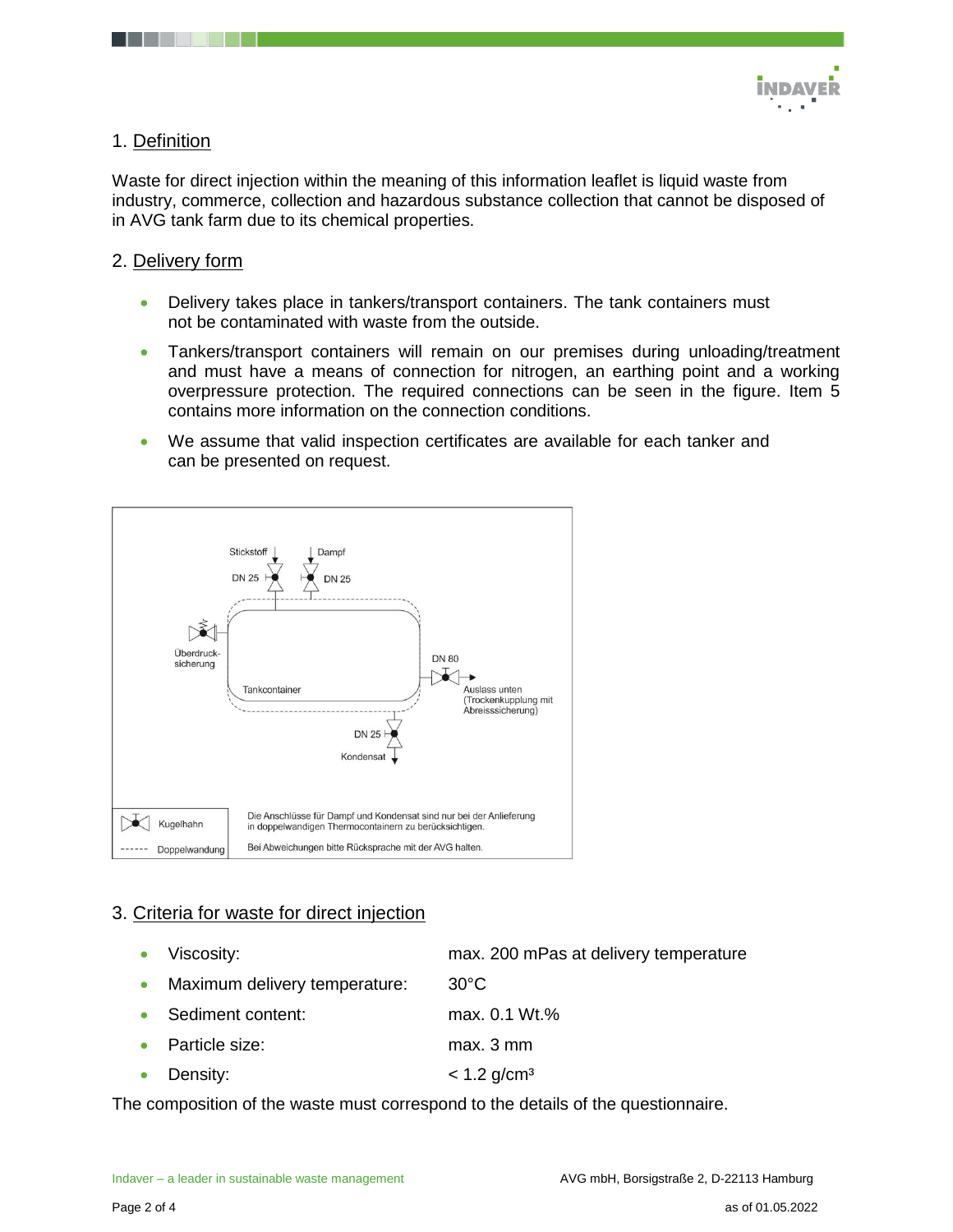## 1. Definition

Waste for direct injection within the meaning of this information leaflet is liquid waste from industry, commerce, collection and hazardous substance collection that cannot be disposed of in AVG tank farm due to its chemical properties.

## 2. Delivery form

- Delivery takes place in tankers/transport containers. The tank containers must not be contaminated with waste from the outside.
- Tankers/transport containers will remain on our premises during unloading/treatment and must have a means of connection for nitrogen, an earthing point and a working overpressure protection. The required connections can be seen in the figure. Item 5 contains more information on the connection conditions.
- We assume that valid inspection certificates are available for each tanker and can be presented on request.

Stickstoff DN 25 | Dampf DN 25 | Überdrucksicherung | Tankcontainer | DN 80 | Auslass unten (Trockenkupplung mit Abreisssicherung) | DN 25 Kondensat

Kugelhahn | Doppelwandung

Die Anschlüsse für Dampf und Kondensat sind nur bei der Anlieferung in doppelwandigen Thermocontainern zu berücksichtigen.

Bei Abweichungen bitte Rücksprache mit der AVG halten.

## 3. Criteria for waste for direct injection

- Viscosity: max. 200 mPas at delivery temperature
- Maximum delivery temperature: 30°C
- Sediment content: max. 0.1 Wt.%
- Particle size: max. 3 mm
- Density: < 1.2 g/cm³

The composition of the waste must correspond to the details of the questionnaire.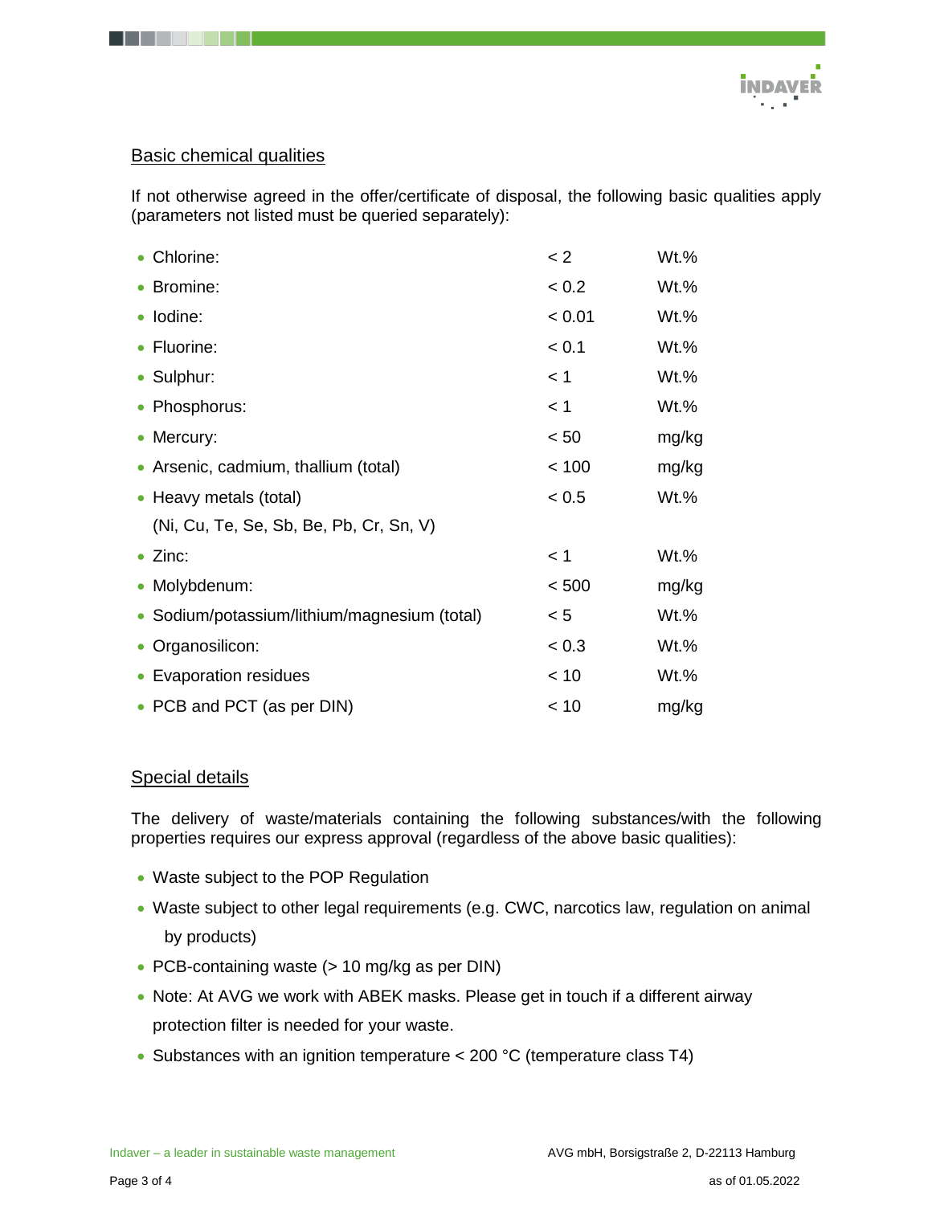## Basic chemical qualities

If not otherwise agreed in the offer/certificate of disposal, the following basic qualities apply (parameters not listed must be queried separately):

| Parameter | Limit | Unit |
|---|---|---|
| Chlorine: | < 2 | Wt.% |
| Bromine: | < 0.2 | Wt.% |
| Iodine: | < 0.01 | Wt.% |
| Fluorine: | < 0.1 | Wt.% |
| Sulphur: | < 1 | Wt.% |
| Phosphorus: | < 1 | Wt.% |
| Mercury: | < 50 | mg/kg |
| Arsenic, cadmium, thallium (total) | < 100 | mg/kg |
| Heavy metals (total) (Ni, Cu, Te, Se, Sb, Be, Pb, Cr, Sn, V) | < 0.5 | Wt.% |
| Zinc: | < 1 | Wt.% |
| Molybdenum: | < 500 | mg/kg |
| Sodium/potassium/lithium/magnesium (total) | < 5 | Wt.% |
| Organosilicon: | < 0.3 | Wt.% |
| Evaporation residues | < 10 | Wt.% |
| PCB and PCT (as per DIN) | < 10 | mg/kg |

## Special details

The delivery of waste/materials containing the following substances/with the following properties requires our express approval (regardless of the above basic qualities):

- Waste subject to the POP Regulation
- Waste subject to other legal requirements (e.g. CWC, narcotics law, regulation on animal by products)
- PCB-containing waste (> 10 mg/kg as per DIN)
- Note: At AVG we work with ABEK masks. Please get in touch if a different airway protection filter is needed for your waste.
- Substances with an ignition temperature < 200 °C (temperature class T4)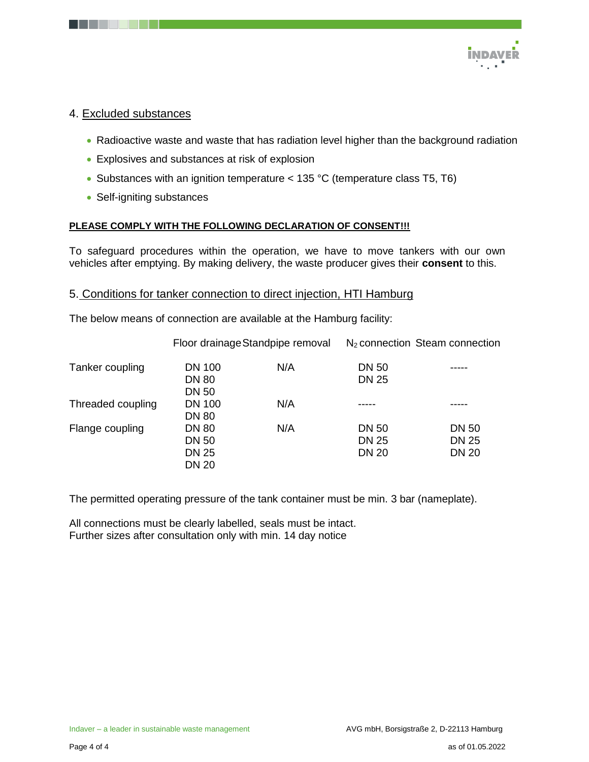## 4. Excluded substances

- Radioactive waste and waste that has radiation level higher than the background radiation
- Explosives and substances at risk of explosion
- Substances with an ignition temperature < 135 °C (temperature class T5, T6)
- Self-igniting substances

**PLEASE COMPLY WITH THE FOLLOWING DECLARATION OF CONSENT!!!**

To safeguard procedures within the operation, we have to move tankers with our own vehicles after emptying. By making delivery, the waste producer gives their **consent** to this.

## 5. Conditions for tanker connection to direct injection, HTI Hamburg

The below means of connection are available at the Hamburg facility:

| | Floor drainage | Standpipe removal | $N_2$ connection | Steam connection |
|---|---|---|---|---|
| Tanker coupling | DN 100<br>DN 80<br>DN 50 | N/A | DN 50<br>DN 25 | ----- |
| Threaded coupling | DN 100<br>DN 80 | N/A | ----- | ----- |
| Flange coupling | DN 80<br>DN 50<br>DN 25<br>DN 20 | N/A | DN 50<br>DN 25<br>DN 20 | DN 50<br>DN 25<br>DN 20 |

The permitted operating pressure of the tank container must be min. 3 bar (nameplate).

All connections must be clearly labelled, seals must be intact.
Further sizes after consultation only with min. 14 day notice